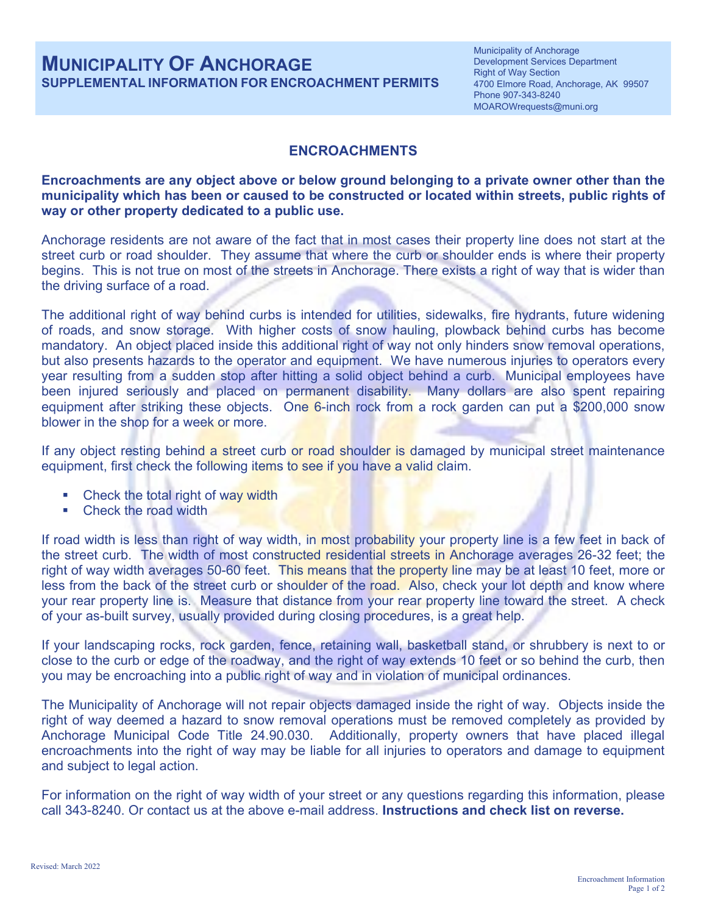# MUNICIPALITY OF ANCHORAGE
## SUPPLEMENTAL INFORMATION FOR ENCROACHMENT PERMITS

Municipality of Anchorage
Development Services Department
Right of Way Section
4700 Elmore Road, Anchorage, AK 99507
Phone 907-343-8240
MOAROWrequests@muni.org

## ENCROACHMENTS

**Encroachments are any object above or below ground belonging to a private owner other than the municipality which has been or caused to be constructed or located within streets, public rights of way or other property dedicated to a public use.**

Anchorage residents are not aware of the fact that in most cases their property line does not start at the street curb or road shoulder. They assume that where the curb or shoulder ends is where their property begins. This is not true on most of the streets in Anchorage. There exists a right of way that is wider than the driving surface of a road.

The additional right of way behind curbs is intended for utilities, sidewalks, fire hydrants, future widening of roads, and snow storage. With higher costs of snow hauling, plowback behind curbs has become mandatory. An object placed inside this additional right of way not only hinders snow removal operations, but also presents hazards to the operator and equipment. We have numerous injuries to operators every year resulting from a sudden stop after hitting a solid object behind a curb. Municipal employees have been injured seriously and placed on permanent disability. Many dollars are also spent repairing equipment after striking these objects. One 6-inch rock from a rock garden can put a $200,000 snow blower in the shop for a week or more.

If any object resting behind a street curb or road shoulder is damaged by municipal street maintenance equipment, first check the following items to see if you have a valid claim.

- Check the total right of way width
- Check the road width

If road width is less than right of way width, in most probability your property line is a few feet in back of the street curb. The width of most constructed residential streets in Anchorage averages 26-32 feet; the right of way width averages 50-60 feet. This means that the property line may be at least 10 feet, more or less from the back of the street curb or shoulder of the road. Also, check your lot depth and know where your rear property line is. Measure that distance from your rear property line toward the street. A check of your as-built survey, usually provided during closing procedures, is a great help.

If your landscaping rocks, rock garden, fence, retaining wall, basketball stand, or shrubbery is next to or close to the curb or edge of the roadway, and the right of way extends 10 feet or so behind the curb, then you may be encroaching into a public right of way and in violation of municipal ordinances.

The Municipality of Anchorage will not repair objects damaged inside the right of way. Objects inside the right of way deemed a hazard to snow removal operations must be removed completely as provided by Anchorage Municipal Code Title 24.90.030. Additionally, property owners that have placed illegal encroachments into the right of way may be liable for all injuries to operators and damage to equipment and subject to legal action.

For information on the right of way width of your street or any questions regarding this information, please call 343-8240. Or contact us at the above e-mail address. **Instructions and check list on reverse.**

Revised: March 2022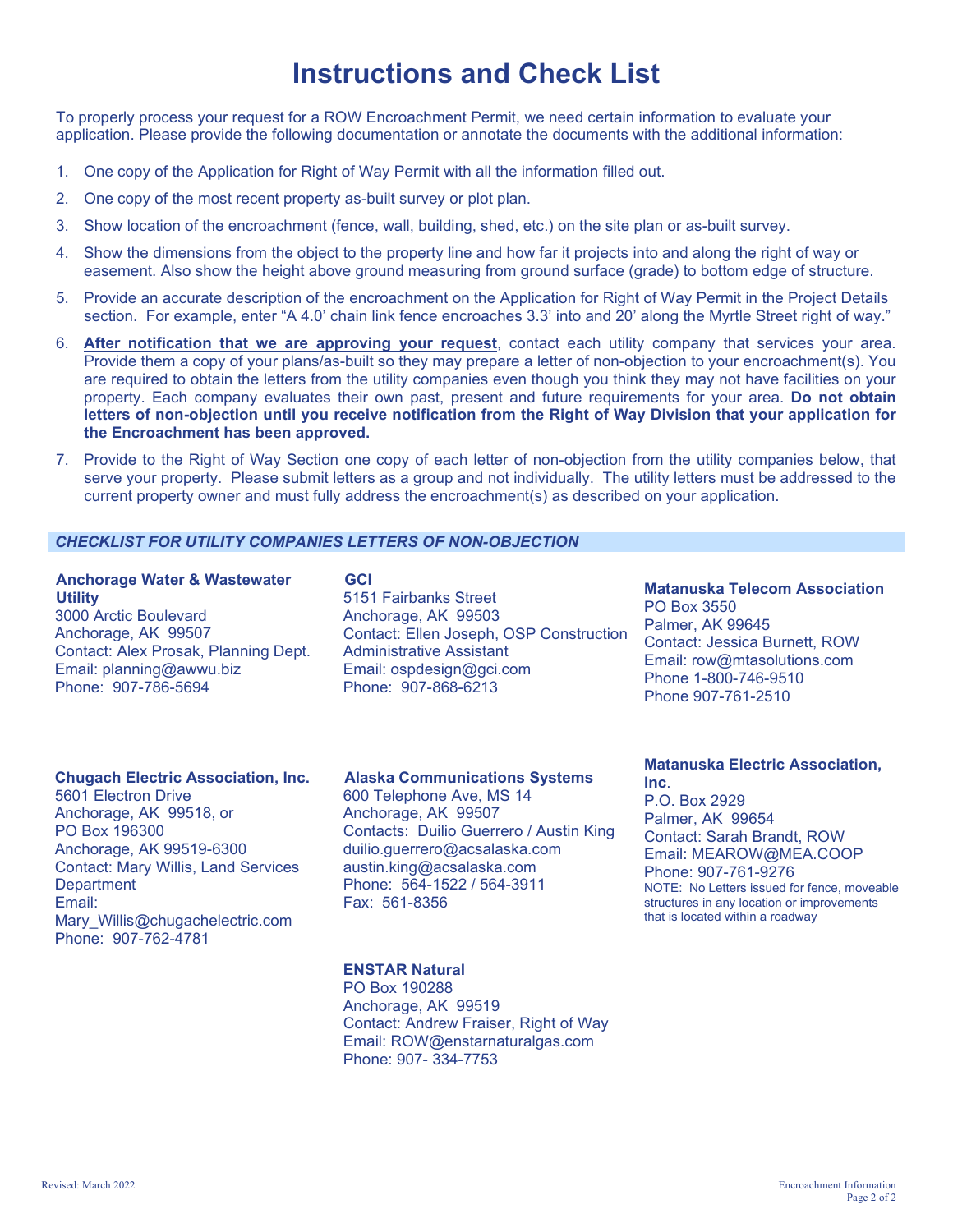# Instructions and Check List

To properly process your request for a ROW Encroachment Permit, we need certain information to evaluate your application. Please provide the following documentation or annotate the documents with the additional information:

1. One copy of the Application for Right of Way Permit with all the information filled out.
2. One copy of the most recent property as-built survey or plot plan.
3. Show location of the encroachment (fence, wall, building, shed, etc.) on the site plan or as-built survey.
4. Show the dimensions from the object to the property line and how far it projects into and along the right of way or easement. Also show the height above ground measuring from ground surface (grade) to bottom edge of structure.
5. Provide an accurate description of the encroachment on the Application for Right of Way Permit in the Project Details section. For example, enter "A 4.0' chain link fence encroaches 3.3' into and 20' along the Myrtle Street right of way."
6. **After notification that we are approving your request**, contact each utility company that services your area. Provide them a copy of your plans/as-built so they may prepare a letter of non-objection to your encroachment(s). You are required to obtain the letters from the utility companies even though you think they may not have facilities on your property. Each company evaluates their own past, present and future requirements for your area. **Do not obtain letters of non-objection until you receive notification from the Right of Way Division that your application for the Encroachment has been approved.**
7. Provide to the Right of Way Section one copy of each letter of non-objection from the utility companies below, that serve your property. Please submit letters as a group and not individually. The utility letters must be addressed to the current property owner and must fully address the encroachment(s) as described on your application.

## *CHECKLIST FOR UTILITY COMPANIES LETTERS OF NON-OBJECTION*

**Anchorage Water & Wastewater Utility**
3000 Arctic Boulevard
Anchorage, AK 99507
Contact: Alex Prosak, Planning Dept.
Email: planning@awwu.biz
Phone: 907-786-5694

**GCI**
5151 Fairbanks Street
Anchorage, AK 99503
Contact: Ellen Joseph, OSP Construction Administrative Assistant
Email: ospdesign@gci.com
Phone: 907-868-6213

**Matanuska Telecom Association**
PO Box 3550
Palmer, AK 99645
Contact: Jessica Burnett, ROW
Email: row@mtasolutions.com
Phone 1-800-746-9510
Phone 907-761-2510

**Chugach Electric Association, Inc.**
5601 Electron Drive
Anchorage, AK 99518, or
PO Box 196300
Anchorage, AK 99519-6300
Contact: Mary Willis, Land Services Department
Email: Mary_Willis@chugachelectric.com
Phone: 907-762-4781

**Alaska Communications Systems**
600 Telephone Ave, MS 14
Anchorage, AK 99507
Contacts: Duilio Guerrero / Austin King
duilio.guerrero@acsalaska.com
austin.king@acsalaska.com
Phone: 564-1522 / 564-3911
Fax: 561-8356

**ENSTAR Natural**
PO Box 190288
Anchorage, AK 99519
Contact: Andrew Fraiser, Right of Way
Email: ROW@enstarnaturalgas.com
Phone: 907- 334-7753

**Matanuska Electric Association, Inc**.
P.O. Box 2929
Palmer, AK 99654
Contact: Sarah Brandt, ROW
Email: MEAROW@MEA.COOP
Phone: 907-761-9276
NOTE: No Letters issued for fence, moveable structures in any location or improvements that is located within a roadway

Revised: March 2022